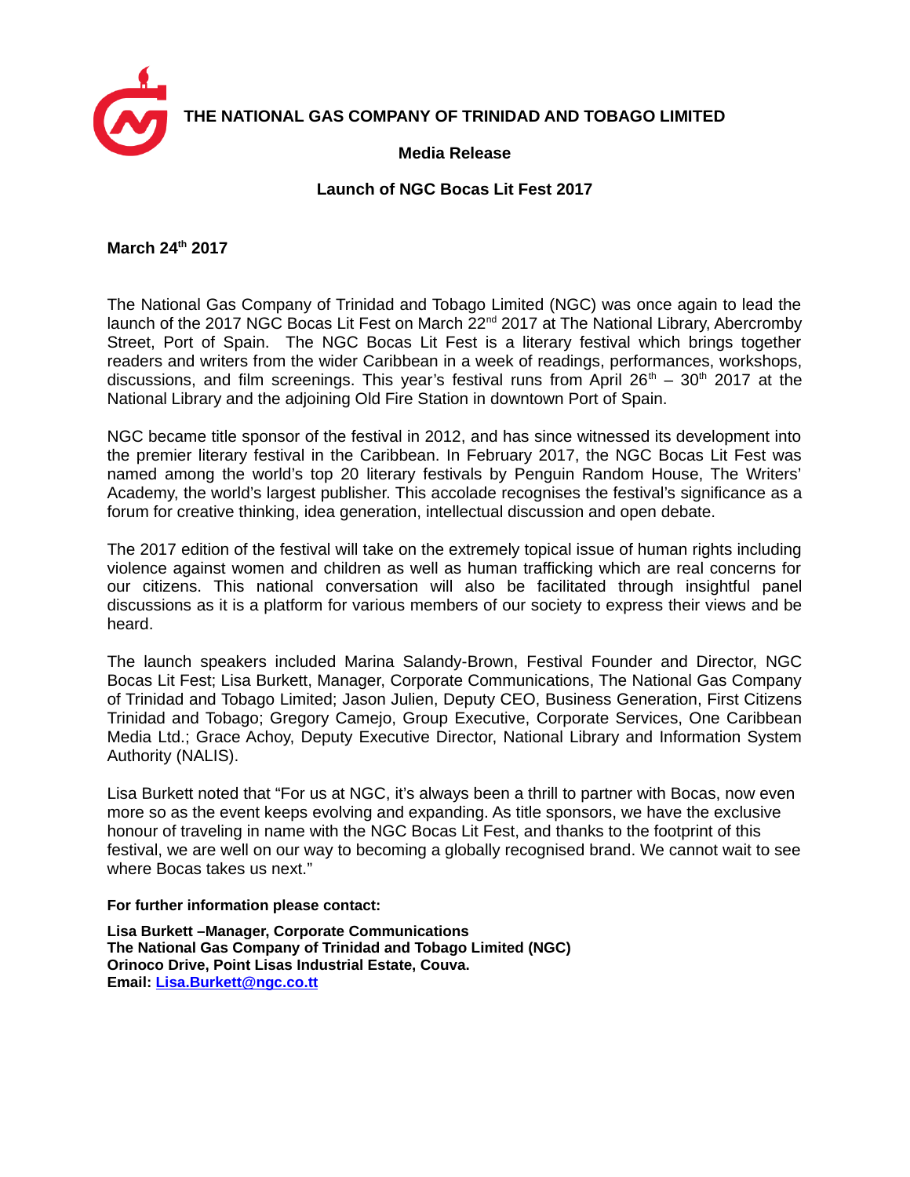# THE NATIONAL GAS COMPANY OF TRINIDAD AND TOBAGO LIMITED

**Media Release**

**Launch of NGC Bocas Lit Fest 2017**

**March 24th 2017**

The National Gas Company of Trinidad and Tobago Limited (NGC) was once again to lead the launch of the 2017 NGC Bocas Lit Fest on March 22nd 2017 at The National Library, Abercromby Street, Port of Spain. The NGC Bocas Lit Fest is a literary festival which brings together readers and writers from the wider Caribbean in a week of readings, performances, workshops, discussions, and film screenings. This year's festival runs from April 26th – 30th 2017 at the National Library and the adjoining Old Fire Station in downtown Port of Spain.

NGC became title sponsor of the festival in 2012, and has since witnessed its development into the premier literary festival in the Caribbean. In February 2017, the NGC Bocas Lit Fest was named among the world's top 20 literary festivals by Penguin Random House, The Writers' Academy, the world's largest publisher. This accolade recognises the festival's significance as a forum for creative thinking, idea generation, intellectual discussion and open debate.

The 2017 edition of the festival will take on the extremely topical issue of human rights including violence against women and children as well as human trafficking which are real concerns for our citizens. This national conversation will also be facilitated through insightful panel discussions as it is a platform for various members of our society to express their views and be heard.

The launch speakers included Marina Salandy-Brown, Festival Founder and Director, NGC Bocas Lit Fest; Lisa Burkett, Manager, Corporate Communications, The National Gas Company of Trinidad and Tobago Limited; Jason Julien, Deputy CEO, Business Generation, First Citizens Trinidad and Tobago; Gregory Camejo, Group Executive, Corporate Services, One Caribbean Media Ltd.; Grace Achoy, Deputy Executive Director, National Library and Information System Authority (NALIS).

Lisa Burkett noted that "For us at NGC, it's always been a thrill to partner with Bocas, now even more so as the event keeps evolving and expanding. As title sponsors, we have the exclusive honour of traveling in name with the NGC Bocas Lit Fest, and thanks to the footprint of this festival, we are well on our way to becoming a globally recognised brand. We cannot wait to see where Bocas takes us next."

**For further information please contact:**

**Lisa Burkett –Manager, Corporate Communications**
**The National Gas Company of Trinidad and Tobago Limited (NGC)**
**Orinoco Drive, Point Lisas Industrial Estate, Couva.**
**Email: Lisa.Burkett@ngc.co.tt**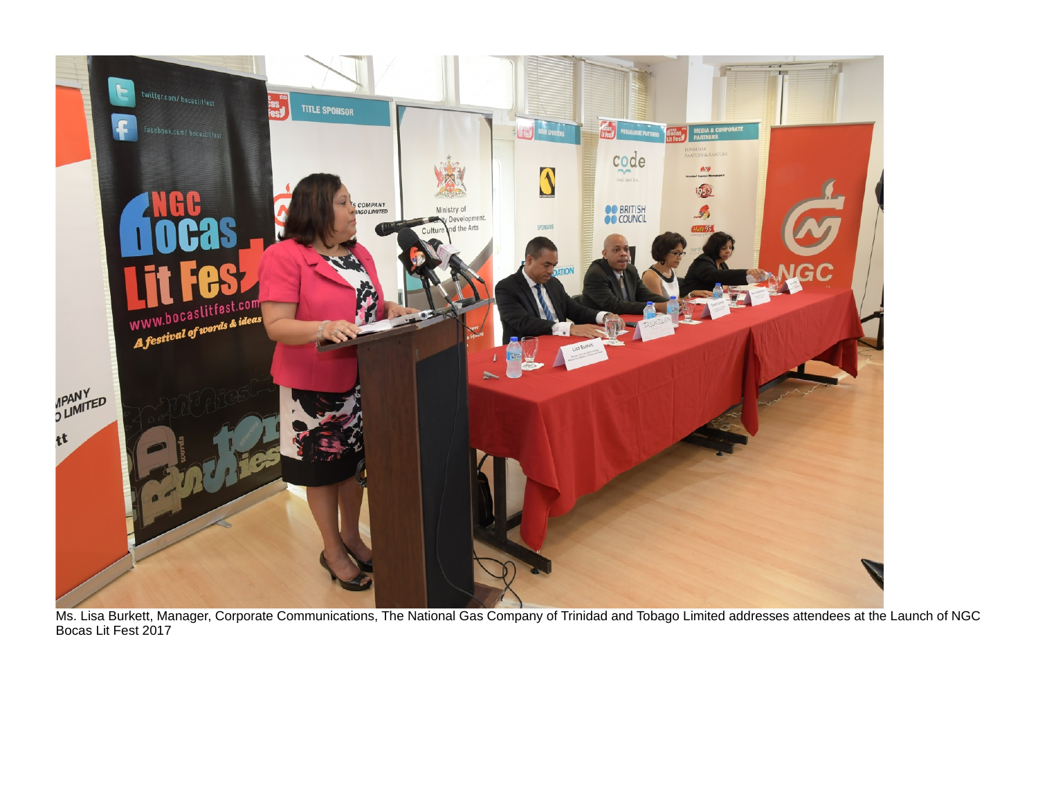Ms. Lisa Burkett, Manager, Corporate Communications, The National Gas Company of Trinidad and Tobago Limited addresses attendees at the Launch of NGC Bocas Lit Fest 2017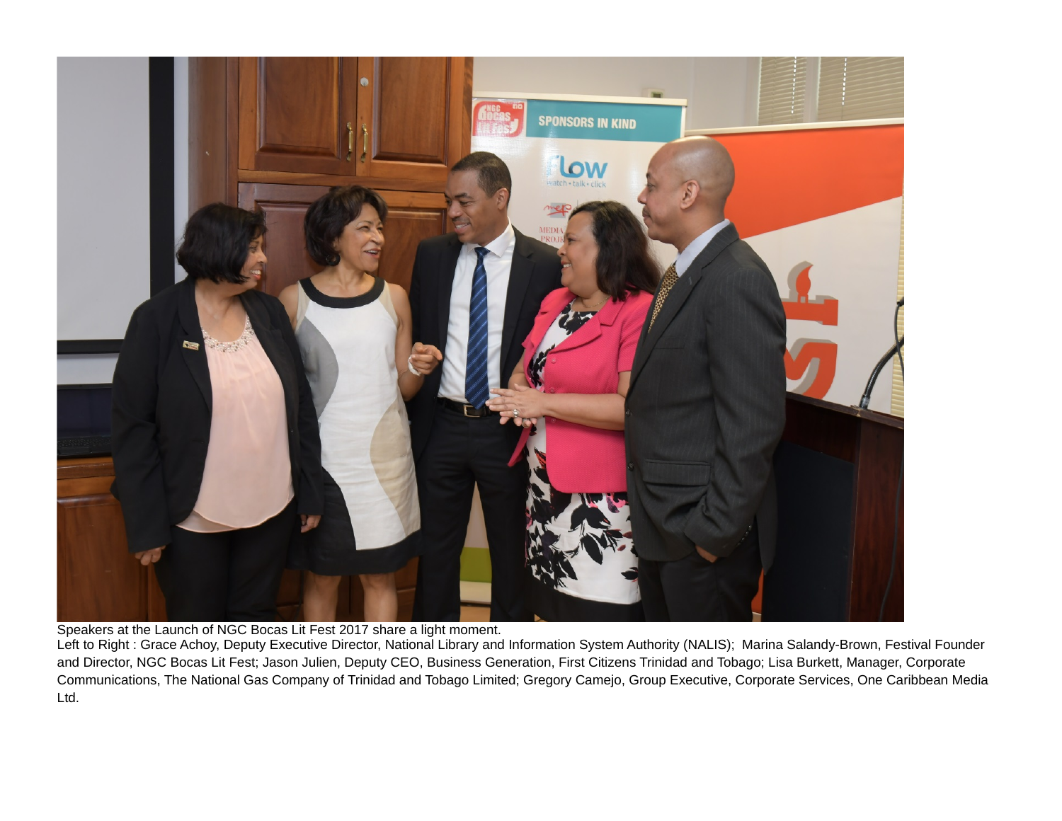Speakers at the Launch of NGC Bocas Lit Fest 2017 share a light moment.
Left to Right : Grace Achoy, Deputy Executive Director, National Library and Information System Authority (NALIS); Marina Salandy-Brown, Festival Founder and Director, NGC Bocas Lit Fest; Jason Julien, Deputy CEO, Business Generation, First Citizens Trinidad and Tobago; Lisa Burkett, Manager, Corporate Communications, The National Gas Company of Trinidad and Tobago Limited; Gregory Camejo, Group Executive, Corporate Services, One Caribbean Media Ltd.